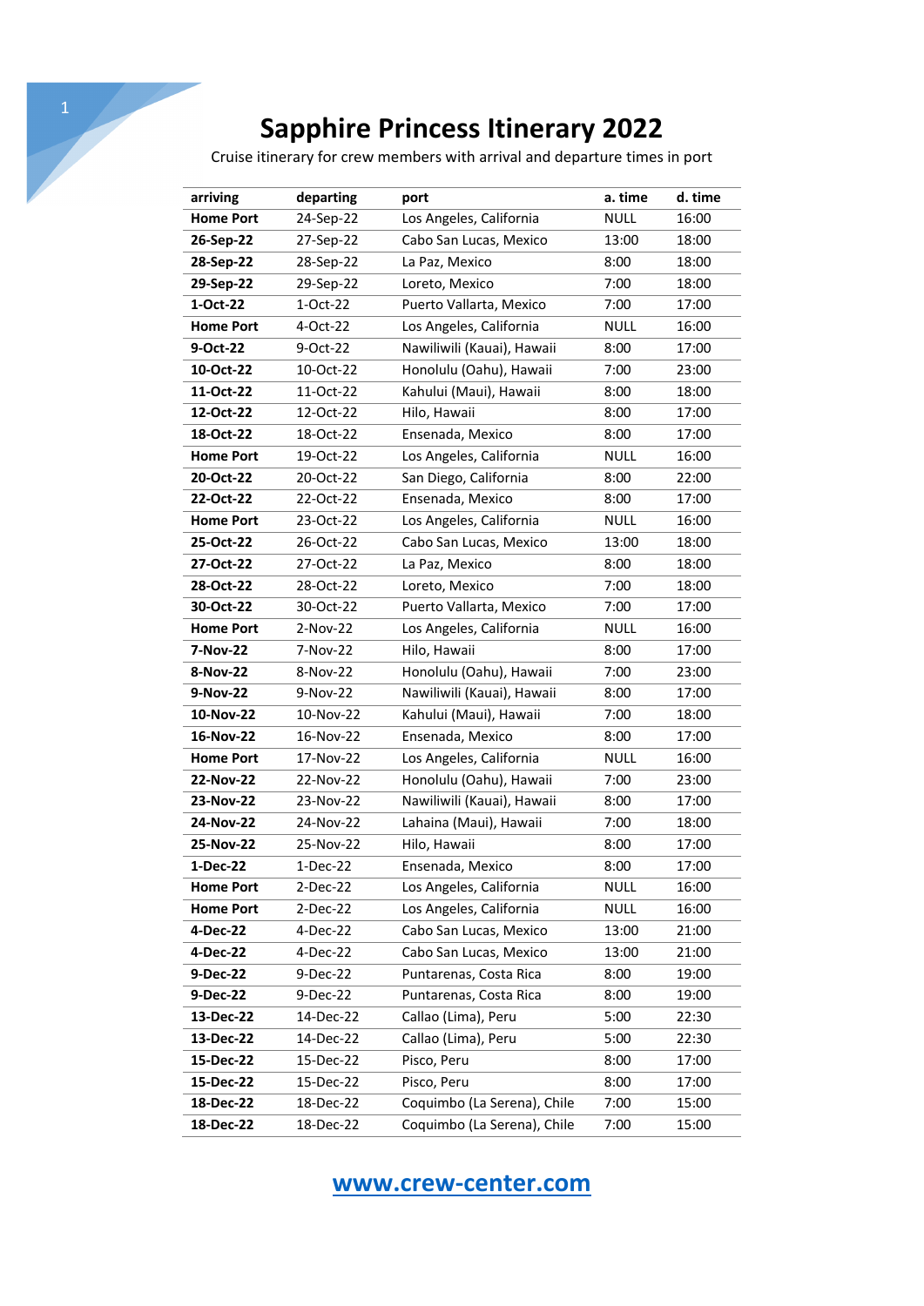# Sapphire Princess Itinerary 2022

Cruise itinerary for crew members with arrival and departure times in port

| arriving | departing | port | a. time | d. time |
|---|---|---|---|---|
| **Home Port** | 24-Sep-22 | Los Angeles, California | NULL | 16:00 |
| **26-Sep-22** | 27-Sep-22 | Cabo San Lucas, Mexico | 13:00 | 18:00 |
| **28-Sep-22** | 28-Sep-22 | La Paz, Mexico | 8:00 | 18:00 |
| **29-Sep-22** | 29-Sep-22 | Loreto, Mexico | 7:00 | 18:00 |
| **1-Oct-22** | 1-Oct-22 | Puerto Vallarta, Mexico | 7:00 | 17:00 |
| **Home Port** | 4-Oct-22 | Los Angeles, California | NULL | 16:00 |
| **9-Oct-22** | 9-Oct-22 | Nawiliwili (Kauai), Hawaii | 8:00 | 17:00 |
| **10-Oct-22** | 10-Oct-22 | Honolulu (Oahu), Hawaii | 7:00 | 23:00 |
| **11-Oct-22** | 11-Oct-22 | Kahului (Maui), Hawaii | 8:00 | 18:00 |
| **12-Oct-22** | 12-Oct-22 | Hilo, Hawaii | 8:00 | 17:00 |
| **18-Oct-22** | 18-Oct-22 | Ensenada, Mexico | 8:00 | 17:00 |
| **Home Port** | 19-Oct-22 | Los Angeles, California | NULL | 16:00 |
| **20-Oct-22** | 20-Oct-22 | San Diego, California | 8:00 | 22:00 |
| **22-Oct-22** | 22-Oct-22 | Ensenada, Mexico | 8:00 | 17:00 |
| **Home Port** | 23-Oct-22 | Los Angeles, California | NULL | 16:00 |
| **25-Oct-22** | 26-Oct-22 | Cabo San Lucas, Mexico | 13:00 | 18:00 |
| **27-Oct-22** | 27-Oct-22 | La Paz, Mexico | 8:00 | 18:00 |
| **28-Oct-22** | 28-Oct-22 | Loreto, Mexico | 7:00 | 18:00 |
| **30-Oct-22** | 30-Oct-22 | Puerto Vallarta, Mexico | 7:00 | 17:00 |
| **Home Port** | 2-Nov-22 | Los Angeles, California | NULL | 16:00 |
| **7-Nov-22** | 7-Nov-22 | Hilo, Hawaii | 8:00 | 17:00 |
| **8-Nov-22** | 8-Nov-22 | Honolulu (Oahu), Hawaii | 7:00 | 23:00 |
| **9-Nov-22** | 9-Nov-22 | Nawiliwili (Kauai), Hawaii | 8:00 | 17:00 |
| **10-Nov-22** | 10-Nov-22 | Kahului (Maui), Hawaii | 7:00 | 18:00 |
| **16-Nov-22** | 16-Nov-22 | Ensenada, Mexico | 8:00 | 17:00 |
| **Home Port** | 17-Nov-22 | Los Angeles, California | NULL | 16:00 |
| **22-Nov-22** | 22-Nov-22 | Honolulu (Oahu), Hawaii | 7:00 | 23:00 |
| **23-Nov-22** | 23-Nov-22 | Nawiliwili (Kauai), Hawaii | 8:00 | 17:00 |
| **24-Nov-22** | 24-Nov-22 | Lahaina (Maui), Hawaii | 7:00 | 18:00 |
| **25-Nov-22** | 25-Nov-22 | Hilo, Hawaii | 8:00 | 17:00 |
| **1-Dec-22** | 1-Dec-22 | Ensenada, Mexico | 8:00 | 17:00 |
| **Home Port** | 2-Dec-22 | Los Angeles, California | NULL | 16:00 |
| **Home Port** | 2-Dec-22 | Los Angeles, California | NULL | 16:00 |
| **4-Dec-22** | 4-Dec-22 | Cabo San Lucas, Mexico | 13:00 | 21:00 |
| **4-Dec-22** | 4-Dec-22 | Cabo San Lucas, Mexico | 13:00 | 21:00 |
| **9-Dec-22** | 9-Dec-22 | Puntarenas, Costa Rica | 8:00 | 19:00 |
| **9-Dec-22** | 9-Dec-22 | Puntarenas, Costa Rica | 8:00 | 19:00 |
| **13-Dec-22** | 14-Dec-22 | Callao (Lima), Peru | 5:00 | 22:30 |
| **13-Dec-22** | 14-Dec-22 | Callao (Lima), Peru | 5:00 | 22:30 |
| **15-Dec-22** | 15-Dec-22 | Pisco, Peru | 8:00 | 17:00 |
| **15-Dec-22** | 15-Dec-22 | Pisco, Peru | 8:00 | 17:00 |
| **18-Dec-22** | 18-Dec-22 | Coquimbo (La Serena), Chile | 7:00 | 15:00 |
| **18-Dec-22** | 18-Dec-22 | Coquimbo (La Serena), Chile | 7:00 | 15:00 |

www.crew-center.com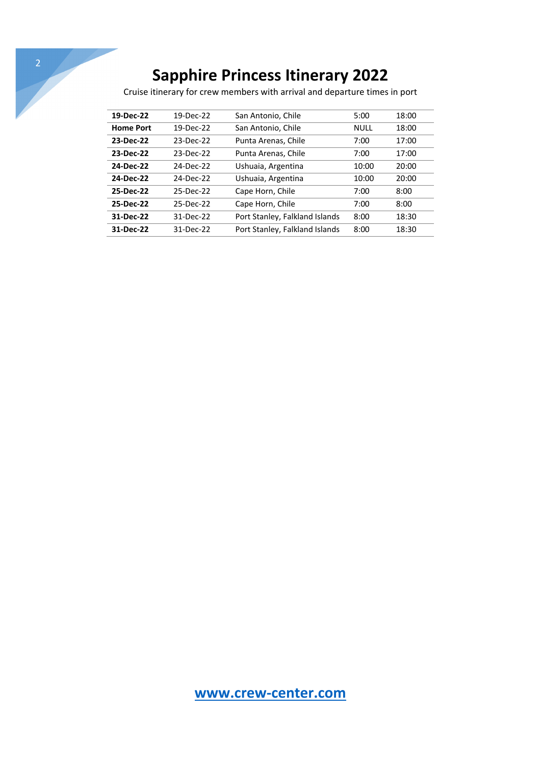# Sapphire Princess Itinerary 2022

Cruise itinerary for crew members with arrival and departure times in port

| | | | | |
|---|---|---|---|---|
| **19-Dec-22** | 19-Dec-22 | San Antonio, Chile | 5:00 | 18:00 |
| **Home Port** | 19-Dec-22 | San Antonio, Chile | NULL | 18:00 |
| **23-Dec-22** | 23-Dec-22 | Punta Arenas, Chile | 7:00 | 17:00 |
| **23-Dec-22** | 23-Dec-22 | Punta Arenas, Chile | 7:00 | 17:00 |
| **24-Dec-22** | 24-Dec-22 | Ushuaia, Argentina | 10:00 | 20:00 |
| **24-Dec-22** | 24-Dec-22 | Ushuaia, Argentina | 10:00 | 20:00 |
| **25-Dec-22** | 25-Dec-22 | Cape Horn, Chile | 7:00 | 8:00 |
| **25-Dec-22** | 25-Dec-22 | Cape Horn, Chile | 7:00 | 8:00 |
| **31-Dec-22** | 31-Dec-22 | Port Stanley, Falkland Islands | 8:00 | 18:30 |
| **31-Dec-22** | 31-Dec-22 | Port Stanley, Falkland Islands | 8:00 | 18:30 |

**www.crew-center.com**